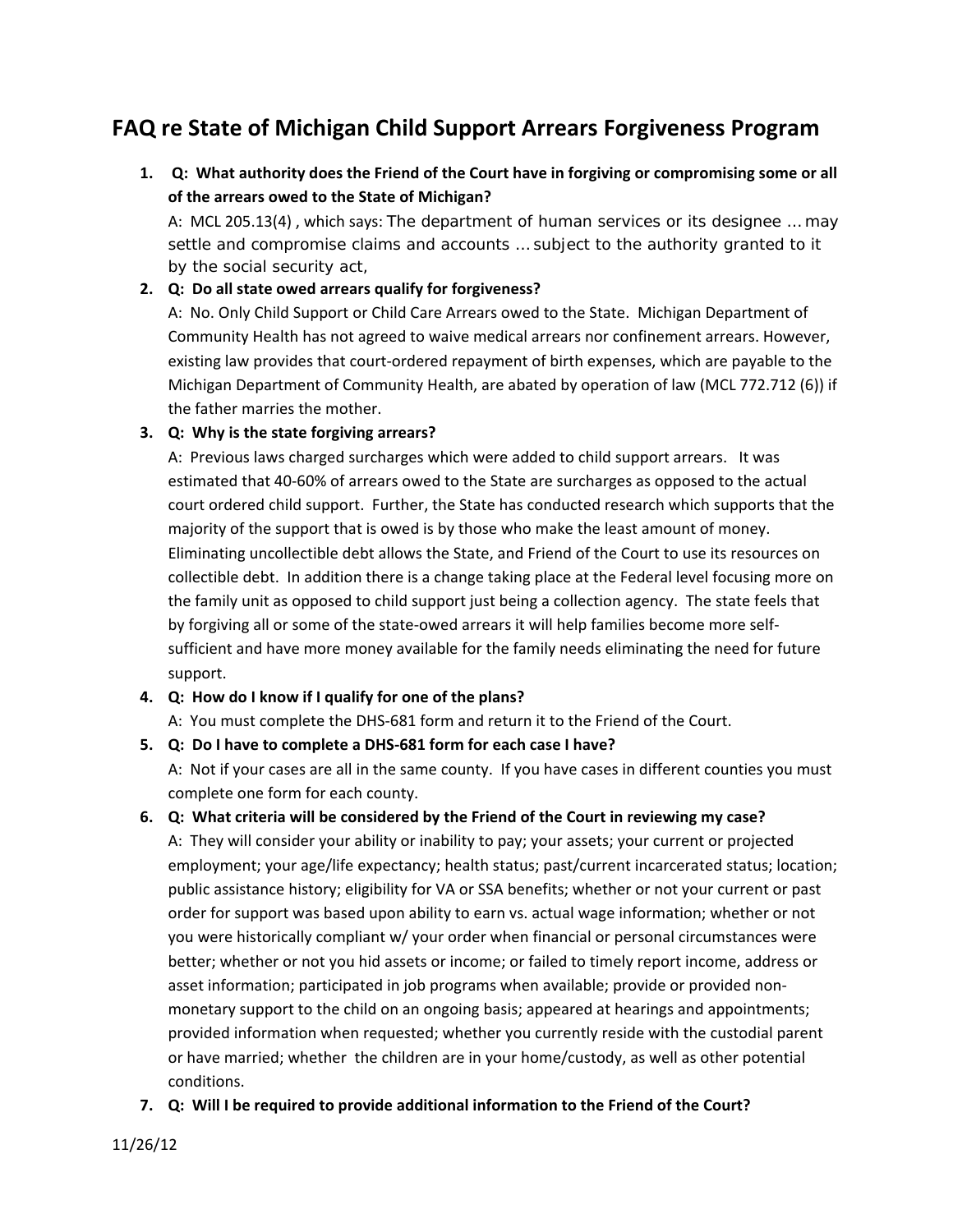# FAQ re State of Michigan Child Support Arrears Forgiveness Program

1. **Q: What authority does the Friend of the Court have in forgiving or compromising some or all of the arrears owed to the State of Michigan?**

   A: MCL 205.13(4) , which says: The department of human services or its designee ... may settle and compromise claims and accounts ... subject to the authority granted to it by the social security act,

2. **Q: Do all state owed arrears qualify for forgiveness?**

   A: No. Only Child Support or Child Care Arrears owed to the State. Michigan Department of Community Health has not agreed to waive medical arrears nor confinement arrears. However, existing law provides that court-ordered repayment of birth expenses, which are payable to the Michigan Department of Community Health, are abated by operation of law (MCL 772.712 (6)) if the father marries the mother.

3. **Q: Why is the state forgiving arrears?**

   A: Previous laws charged surcharges which were added to child support arrears. It was estimated that 40-60% of arrears owed to the State are surcharges as opposed to the actual court ordered child support. Further, the State has conducted research which supports that the majority of the support that is owed is by those who make the least amount of money. Eliminating uncollectible debt allows the State, and Friend of the Court to use its resources on collectible debt. In addition there is a change taking place at the Federal level focusing more on the family unit as opposed to child support just being a collection agency. The state feels that by forgiving all or some of the state-owed arrears it will help families become more self-sufficient and have more money available for the family needs eliminating the need for future support.

4. **Q: How do I know if I qualify for one of the plans?**

   A: You must complete the DHS-681 form and return it to the Friend of the Court.

5. **Q: Do I have to complete a DHS-681 form for each case I have?**

   A: Not if your cases are all in the same county. If you have cases in different counties you must complete one form for each county.

6. **Q: What criteria will be considered by the Friend of the Court in reviewing my case?**

   A: They will consider your ability or inability to pay; your assets; your current or projected employment; your age/life expectancy; health status; past/current incarcerated status; location; public assistance history; eligibility for VA or SSA benefits; whether or not your current or past order for support was based upon ability to earn vs. actual wage information; whether or not you were historically compliant w/ your order when financial or personal circumstances were better; whether or not you hid assets or income; or failed to timely report income, address or asset information; participated in job programs when available; provide or provided non-monetary support to the child on an ongoing basis; appeared at hearings and appointments; provided information when requested; whether you currently reside with the custodial parent or have married; whether the children are in your home/custody, as well as other potential conditions.

7. **Q: Will I be required to provide additional information to the Friend of the Court?**

11/26/12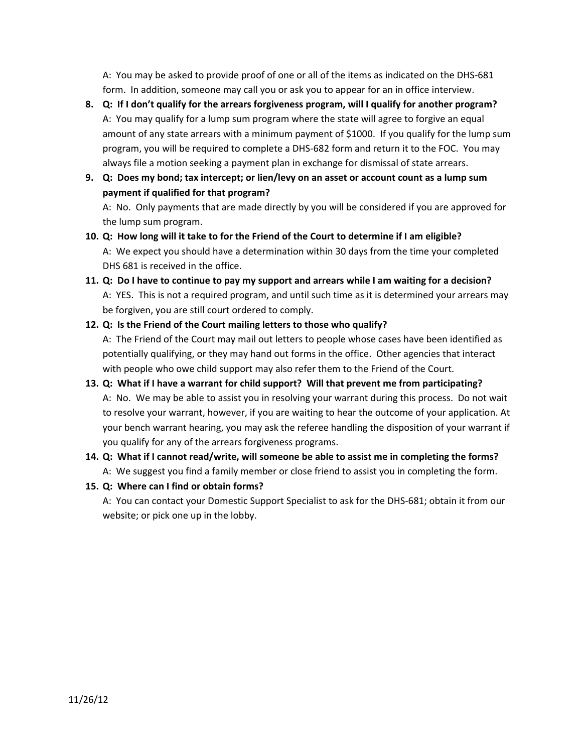A: You may be asked to provide proof of one or all of the items as indicated on the DHS-681 form. In addition, someone may call you or ask you to appear for an in office interview.

8. **Q: If I don't qualify for the arrears forgiveness program, will I qualify for another program?**
   A: You may qualify for a lump sum program where the state will agree to forgive an equal amount of any state arrears with a minimum payment of $1000. If you qualify for the lump sum program, you will be required to complete a DHS-682 form and return it to the FOC. You may always file a motion seeking a payment plan in exchange for dismissal of state arrears.

9. **Q: Does my bond; tax intercept; or lien/levy on an asset or account count as a lump sum payment if qualified for that program?**
   A: No. Only payments that are made directly by you will be considered if you are approved for the lump sum program.

10. **Q: How long will it take to for the Friend of the Court to determine if I am eligible?**
    A: We expect you should have a determination within 30 days from the time your completed DHS 681 is received in the office.

11. **Q: Do I have to continue to pay my support and arrears while I am waiting for a decision?**
    A: YES. This is not a required program, and until such time as it is determined your arrears may be forgiven, you are still court ordered to comply.

12. **Q: Is the Friend of the Court mailing letters to those who qualify?**
    A: The Friend of the Court may mail out letters to people whose cases have been identified as potentially qualifying, or they may hand out forms in the office. Other agencies that interact with people who owe child support may also refer them to the Friend of the Court.

13. **Q: What if I have a warrant for child support? Will that prevent me from participating?**
    A: No. We may be able to assist you in resolving your warrant during this process. Do not wait to resolve your warrant, however, if you are waiting to hear the outcome of your application. At your bench warrant hearing, you may ask the referee handling the disposition of your warrant if you qualify for any of the arrears forgiveness programs.

14. **Q: What if I cannot read/write, will someone be able to assist me in completing the forms?**
    A: We suggest you find a family member or close friend to assist you in completing the form.

15. **Q: Where can I find or obtain forms?**
    A: You can contact your Domestic Support Specialist to ask for the DHS-681; obtain it from our website; or pick one up in the lobby.

11/26/12